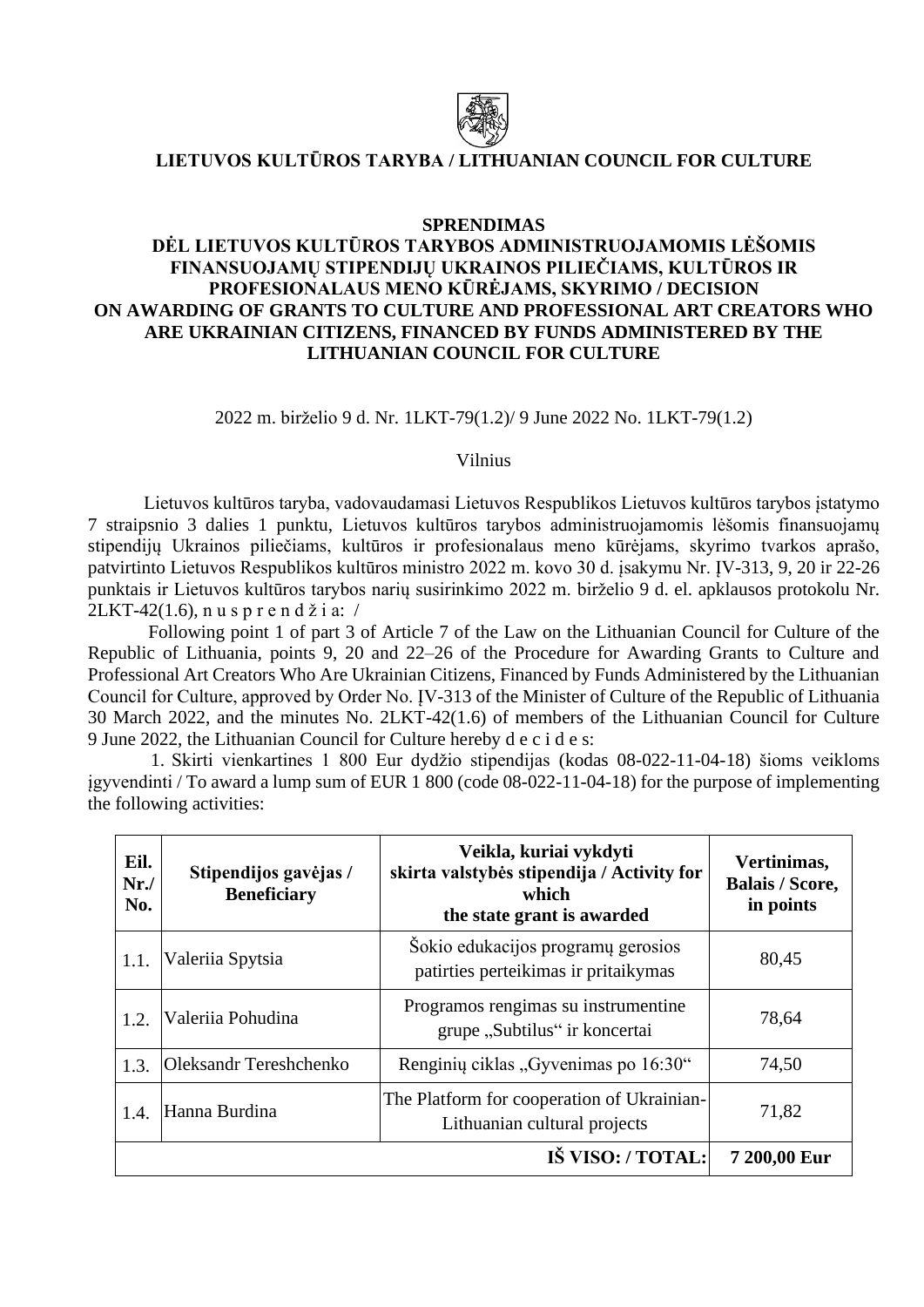**LIETUVOS KULTŪROS TARYBA / LITHUANIAN COUNCIL FOR CULTURE**

**SPRENDIMAS**
**DĖL LIETUVOS KULTŪROS TARYBOS ADMINISTRUOJAMOMIS LĖŠOMIS FINANSUOJAMŲ STIPENDIJŲ UKRAINOS PILIEČIAMS, KULTŪROS IR PROFESIONALAUS MENO KŪRĖJAMS, SKYRIMO / DECISION ON AWARDING OF GRANTS TO CULTURE AND PROFESSIONAL ART CREATORS WHO ARE UKRAINIAN CITIZENS, FINANCED BY FUNDS ADMINISTERED BY THE LITHUANIAN COUNCIL FOR CULTURE**

2022 m. birželio 9 d. Nr. 1LKT-79(1.2)/ 9 June 2022 No. 1LKT-79(1.2)

Vilnius

Lietuvos kultūros taryba, vadovaudamasi Lietuvos Respublikos Lietuvos kultūros tarybos įstatymo 7 straipsnio 3 dalies 1 punktu, Lietuvos kultūros tarybos administruojamomis lėšomis finansuojamų stipendijų Ukrainos piliečiams, kultūros ir profesionalaus meno kūrėjams, skyrimo tvarkos aprašo, patvirtinto Lietuvos Respublikos kultūros ministro 2022 m. kovo 30 d. įsakymu Nr. ĮV-313, 9, 20 ir 22-26 punktais ir Lietuvos kultūros tarybos narių susirinkimo 2022 m. birželio 9 d. el. apklausos protokolu Nr. 2LKT-42(1.6), n u s p r e n d ž i a: /

Following point 1 of part 3 of Article 7 of the Law on the Lithuanian Council for Culture of the Republic of Lithuania, points 9, 20 and 22–26 of the Procedure for Awarding Grants to Culture and Professional Art Creators Who Are Ukrainian Citizens, Financed by Funds Administered by the Lithuanian Council for Culture, approved by Order No. ĮV-313 of the Minister of Culture of the Republic of Lithuania 30 March 2022, and the minutes No. 2LKT-42(1.6) of members of the Lithuanian Council for Culture 9 June 2022, the Lithuanian Council for Culture hereby d e c i d e s:

1. Skirti vienkartines 1 800 Eur dydžio stipendijas (kodas 08-022-11-04-18) šioms veikloms įgyvendinti / To award a lump sum of EUR 1 800 (code 08-022-11-04-18) for the purpose of implementing the following activities:

| Eil. Nr./ No. | Stipendijos gavėjas / Beneficiary | Veikla, kuriai vykdyti skirta valstybės stipendija / Activity for which the state grant is awarded | Vertinimas, Balais / Score, in points |
|---|---|---|---|
| 1.1. | Valeriia Spytsia | Šokio edukacijos programų gerosios patirties perteikimas ir pritaikymas | 80,45 |
| 1.2. | Valeriia Pohudina | Programos rengimas su instrumentine grupe „Subtilus“ ir koncertai | 78,64 |
| 1.3. | Oleksandr Tereshchenko | Renginių ciklas „Gyvenimas po 16:30“ | 74,50 |
| 1.4. | Hanna Burdina | The Platform for cooperation of Ukrainian-Lithuanian cultural projects | 71,82 |
| | | **IŠ VISO: / TOTAL:** | **7 200,00 Eur** |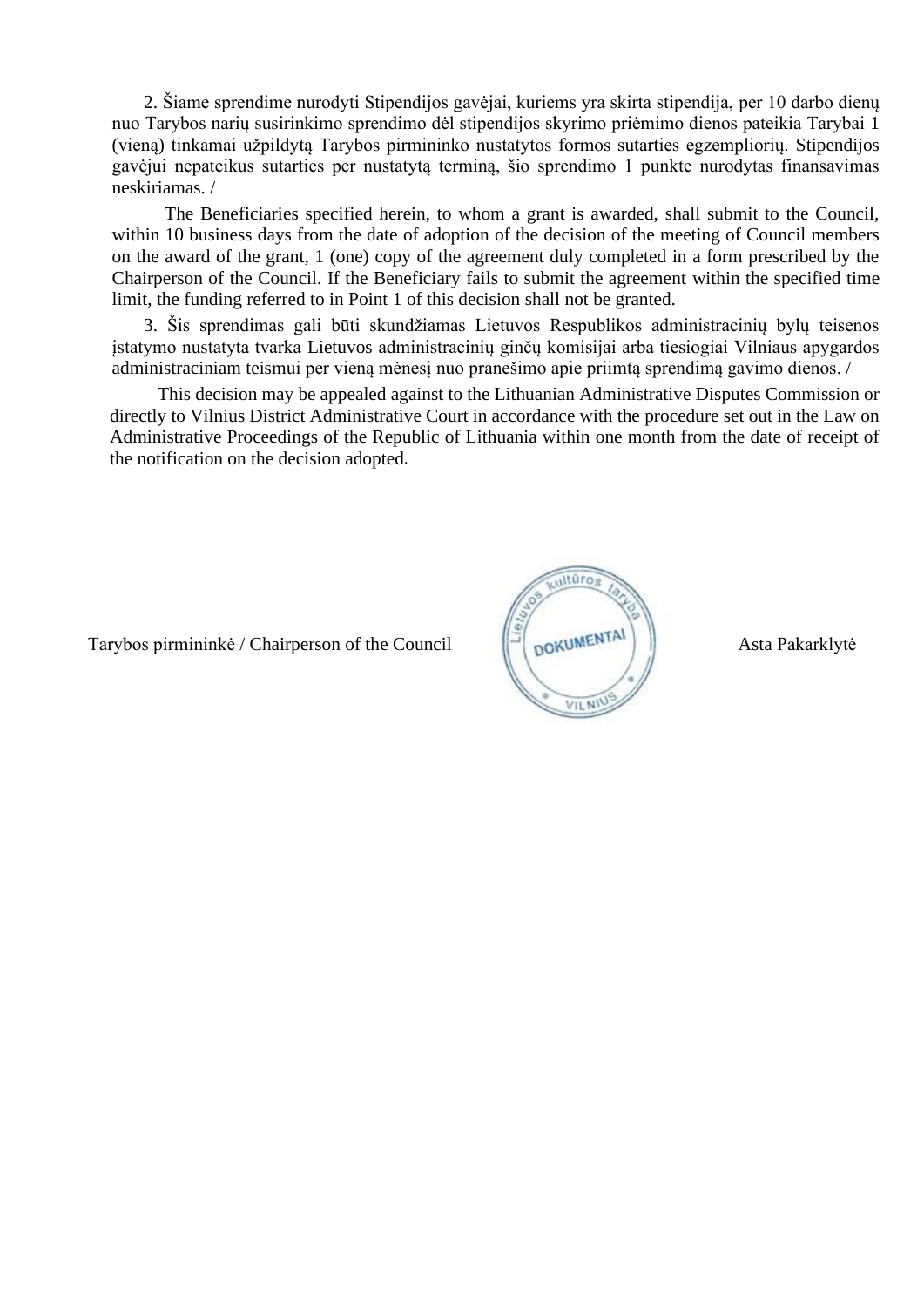2. Šiame sprendime nurodyti Stipendijos gavėjai, kuriems yra skirta stipendija, per 10 darbo dienų nuo Tarybos narių susirinkimo sprendimo dėl stipendijos skyrimo priėmimo dienos pateikia Tarybai 1 (vieną) tinkamai užpildytą Tarybos pirmininko nustatytos formos sutarties egzempliorių. Stipendijos gavėjui nepateikus sutarties per nustatytą terminą, šio sprendimo 1 punkte nurodytas finansavimas neskiriamas. /

The Beneficiaries specified herein, to whom a grant is awarded, shall submit to the Council, within 10 business days from the date of adoption of the decision of the meeting of Council members on the award of the grant, 1 (one) copy of the agreement duly completed in a form prescribed by the Chairperson of the Council. If the Beneficiary fails to submit the agreement within the specified time limit, the funding referred to in Point 1 of this decision shall not be granted.

3. Šis sprendimas gali būti skundžiamas Lietuvos Respublikos administracinių bylų teisenos įstatymo nustatyta tvarka Lietuvos administracinių ginčų komisijai arba tiesiogiai Vilniaus apygardos administraciniam teismui per vieną mėnesį nuo pranešimo apie priimtą sprendimą gavimo dienos. /

This decision may be appealed against to the Lithuanian Administrative Disputes Commission or directly to Vilnius District Administrative Court in accordance with the procedure set out in the Law on Administrative Proceedings of the Republic of Lithuania within one month from the date of receipt of the notification on the decision adopted.

Tarybos pirmininkė / Chairperson of the Council Asta Pakarklytė